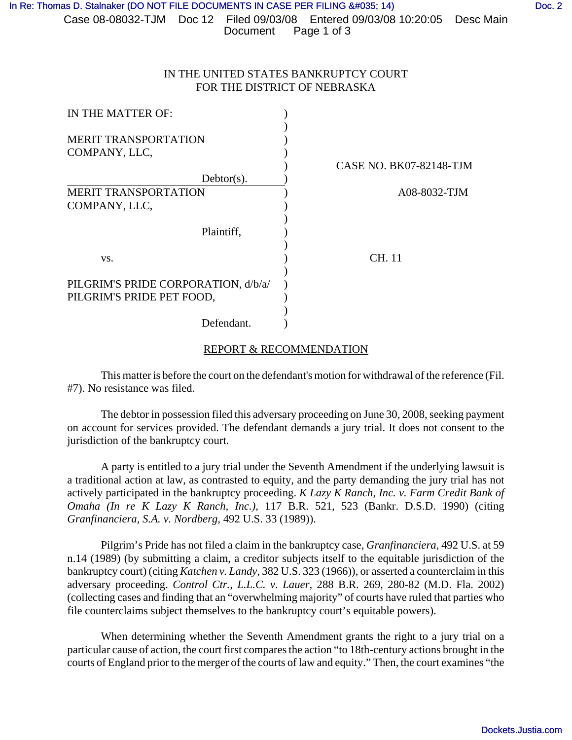IN THE UNITED STATES BANKRUPTCY COURT
FOR THE DISTRICT OF NEBRASKA

| | | |
|---|---|---|
| IN THE MATTER OF: | ) | |
| MERIT TRANSPORTATION COMPANY, LLC, | ) | CASE NO. BK07-82148-TJM |
| Debtor(s). | ) | |
| MERIT TRANSPORTATION COMPANY, LLC, | ) | A08-8032-TJM |
| Plaintiff, | ) | |
| vs. | ) | CH. 11 |
| PILGRIM'S PRIDE CORPORATION, d/b/a/ PILGRIM'S PRIDE PET FOOD, | ) | |
| Defendant. | ) | |

## REPORT & RECOMMENDATION

This matter is before the court on the defendant's motion for withdrawal of the reference (Fil. #7). No resistance was filed.

The debtor in possession filed this adversary proceeding on June 30, 2008, seeking payment on account for services provided. The defendant demands a jury trial. It does not consent to the jurisdiction of the bankruptcy court.

A party is entitled to a jury trial under the Seventh Amendment if the underlying lawsuit is a traditional action at law, as contrasted to equity, and the party demanding the jury trial has not actively participated in the bankruptcy proceeding. *K Lazy K Ranch, Inc. v. Farm Credit Bank of Omaha (In re K Lazy K Ranch, Inc.)*, 117 B.R. 521, 523 (Bankr. D.S.D. 1990) (citing *Granfinanciera, S.A. v. Nordberg*, 492 U.S. 33 (1989)).

Pilgrim's Pride has not filed a claim in the bankruptcy case, *Granfinanciera,* 492 U.S. at 59 n.14 (1989) (by submitting a claim, a creditor subjects itself to the equitable jurisdiction of the bankruptcy court) (citing *Katchen v. Landy*, 382 U.S. 323 (1966)), or asserted a counterclaim in this adversary proceeding. *Control Ctr., L.L.C. v. Lauer*, 288 B.R. 269, 280-82 (M.D. Fla. 2002) (collecting cases and finding that an "overwhelming majority" of courts have ruled that parties who file counterclaims subject themselves to the bankruptcy court's equitable powers).

When determining whether the Seventh Amendment grants the right to a jury trial on a particular cause of action, the court first compares the action "to 18th-century actions brought in the courts of England prior to the merger of the courts of law and equity." Then, the court examines "the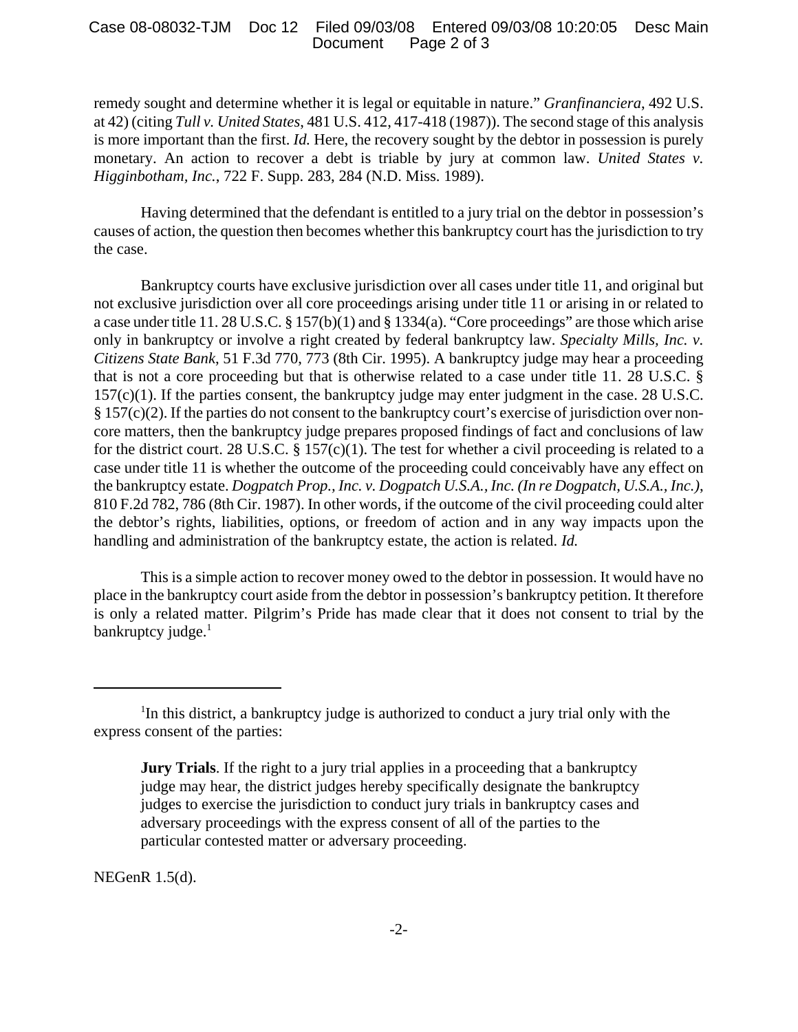remedy sought and determine whether it is legal or equitable in nature." *Granfinanciera*, 492 U.S. at 42) (citing *Tull v. United States*, 481 U.S. 412, 417-418 (1987)). The second stage of this analysis is more important than the first. *Id.* Here, the recovery sought by the debtor in possession is purely monetary. An action to recover a debt is triable by jury at common law. *United States v. Higginbotham, Inc.*, 722 F. Supp. 283, 284 (N.D. Miss. 1989).

Having determined that the defendant is entitled to a jury trial on the debtor in possession's causes of action, the question then becomes whether this bankruptcy court has the jurisdiction to try the case.

Bankruptcy courts have exclusive jurisdiction over all cases under title 11, and original but not exclusive jurisdiction over all core proceedings arising under title 11 or arising in or related to a case under title 11. 28 U.S.C. § 157(b)(1) and § 1334(a). "Core proceedings" are those which arise only in bankruptcy or involve a right created by federal bankruptcy law. *Specialty Mills, Inc. v. Citizens State Bank*, 51 F.3d 770, 773 (8th Cir. 1995). A bankruptcy judge may hear a proceeding that is not a core proceeding but that is otherwise related to a case under title 11. 28 U.S.C. § 157(c)(1). If the parties consent, the bankruptcy judge may enter judgment in the case. 28 U.S.C. § 157(c)(2). If the parties do not consent to the bankruptcy court's exercise of jurisdiction over non-core matters, then the bankruptcy judge prepares proposed findings of fact and conclusions of law for the district court. 28 U.S.C. § 157(c)(1). The test for whether a civil proceeding is related to a case under title 11 is whether the outcome of the proceeding could conceivably have any effect on the bankruptcy estate. *Dogpatch Prop., Inc. v. Dogpatch U.S.A., Inc. (In re Dogpatch, U.S.A., Inc.)*, 810 F.2d 782, 786 (8th Cir. 1987). In other words, if the outcome of the civil proceeding could alter the debtor's rights, liabilities, options, or freedom of action and in any way impacts upon the handling and administration of the bankruptcy estate, the action is related. *Id.*

This is a simple action to recover money owed to the debtor in possession. It would have no place in the bankruptcy court aside from the debtor in possession's bankruptcy petition. It therefore is only a related matter. Pilgrim's Pride has made clear that it does not consent to trial by the bankruptcy judge.[1]

---

[1] In this district, a bankruptcy judge is authorized to conduct a jury trial only with the express consent of the parties:

> **Jury Trials**. If the right to a jury trial applies in a proceeding that a bankruptcy judge may hear, the district judges hereby specifically designate the bankruptcy judges to exercise the jurisdiction to conduct jury trials in bankruptcy cases and adversary proceedings with the express consent of all of the parties to the particular contested matter or adversary proceeding.

NEGenR 1.5(d).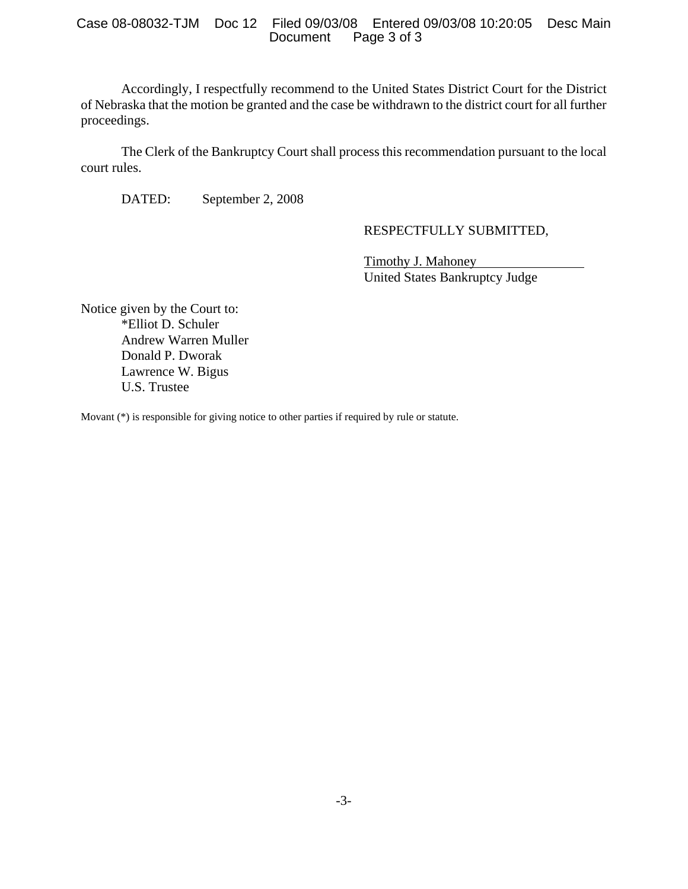Accordingly, I respectfully recommend to the United States District Court for the District of Nebraska that the motion be granted and the case be withdrawn to the district court for all further proceedings.

The Clerk of the Bankruptcy Court shall process this recommendation pursuant to the local court rules.

DATED: September 2, 2008

RESPECTFULLY SUBMITTED,

Timothy J. Mahoney
United States Bankruptcy Judge

Notice given by the Court to:
*Elliot D. Schuler
Andrew Warren Muller
Donald P. Dworak
Lawrence W. Bigus
U.S. Trustee

Movant (*) is responsible for giving notice to other parties if required by rule or statute.